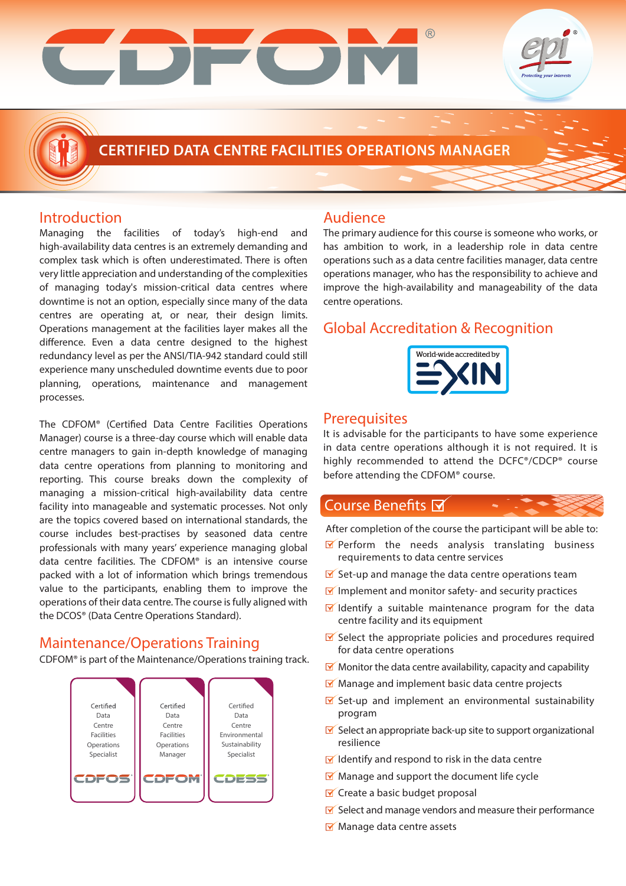# CDFOM®

## CERTIFIED DATA CENTRE FACILITIES OPERATIONS MANAGER

## Introduction

Managing the facilities of today's high-end and high-availability data centres is an extremely demanding and complex task which is often underestimated. There is often very little appreciation and understanding of the complexities of managing today's mission-critical data centres where downtime is not an option, especially since many of the data centres are operating at, or near, their design limits. Operations management at the facilities layer makes all the difference. Even a data centre designed to the highest redundancy level as per the ANSI/TIA-942 standard could still experience many unscheduled downtime events due to poor planning, operations, maintenance and management processes.

The CDFOM® (Certified Data Centre Facilities Operations Manager) course is a three-day course which will enable data centre managers to gain in-depth knowledge of managing data centre operations from planning to monitoring and reporting. This course breaks down the complexity of managing a mission-critical high-availability data centre facility into manageable and systematic processes. Not only are the topics covered based on international standards, the course includes best-practises by seasoned data centre professionals with many years' experience managing global data centre facilities. The CDFOM® is an intensive course packed with a lot of information which brings tremendous value to the participants, enabling them to improve the operations of their data centre. The course is fully aligned with the DCOS® (Data Centre Operations Standard).

## Maintenance/Operations Training

CDFOM® is part of the Maintenance/Operations training track.

| Certified Data Centre Facilities Operations Specialist | Certified Data Centre Facilities Operations Manager | Certified Data Centre Environmental Sustainability Specialist |
|---|---|---|
| CDFOS® | CDFOM® | CDESS® |

## Audience

The primary audience for this course is someone who works, or has ambition to work, in a leadership role in data centre operations such as a data centre facilities manager, data centre operations manager, who has the responsibility to achieve and improve the high-availability and manageability of the data centre operations.

## Global Accreditation & Recognition

World-wide accredited by EXIN

## Prerequisites

It is advisable for the participants to have some experience in data centre operations although it is not required. It is highly recommended to attend the DCFC®/CDCP® course before attending the CDFOM® course.

## Course Benefits

After completion of the course the participant will be able to:

- Perform the needs analysis translating business requirements to data centre services
- Set-up and manage the data centre operations team
- Implement and monitor safety- and security practices
- Identify a suitable maintenance program for the data centre facility and its equipment
- Select the appropriate policies and procedures required for data centre operations
- Monitor the data centre availability, capacity and capability
- Manage and implement basic data centre projects
- Set-up and implement an environmental sustainability program
- Select an appropriate back-up site to support organizational resilience
- Identify and respond to risk in the data centre
- Manage and support the document life cycle
- Create a basic budget proposal
- Select and manage vendors and measure their performance
- Manage data centre assets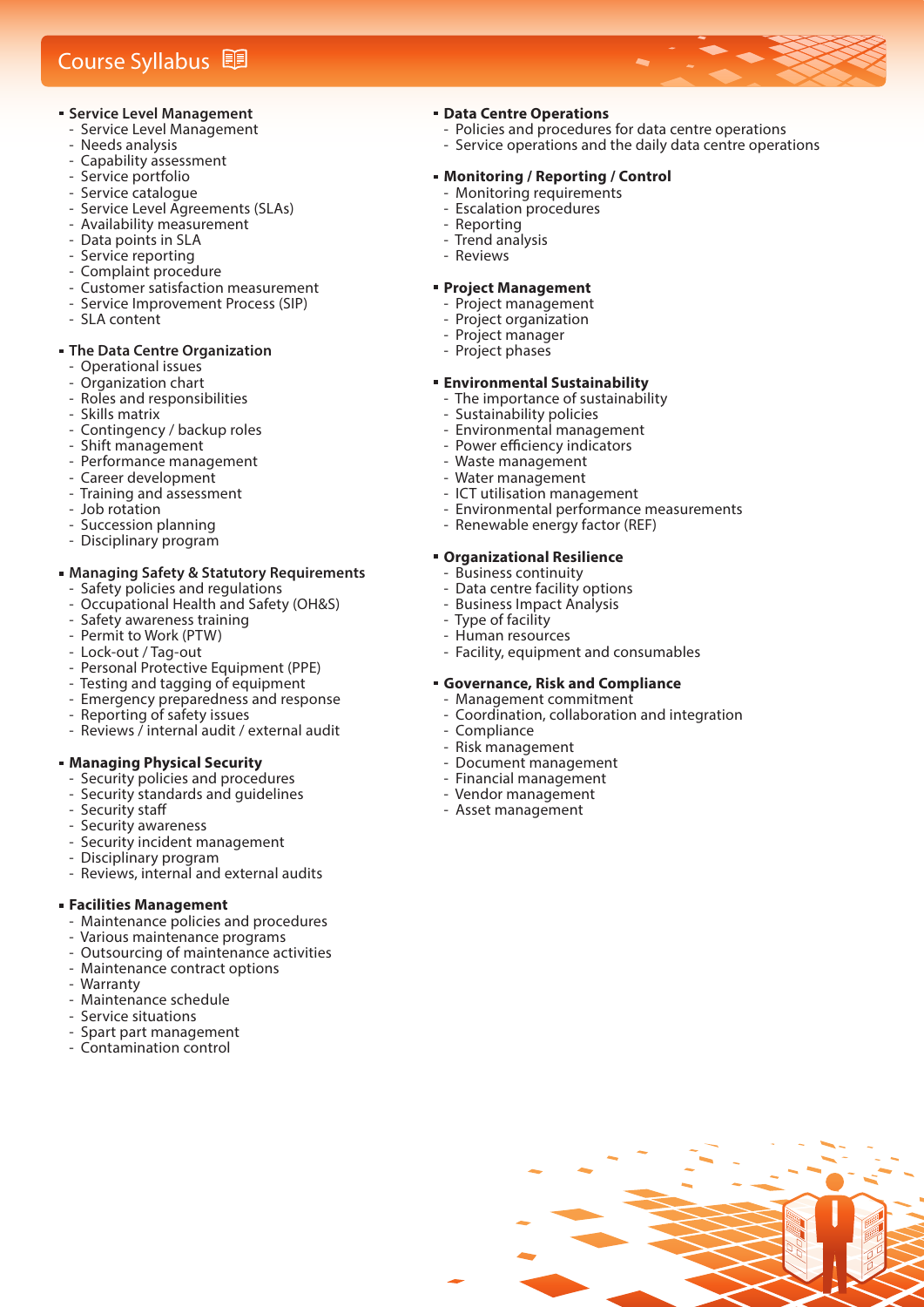# Course Syllabus

- **Service Level Management**
  - Service Level Management
  - Needs analysis
  - Capability assessment
  - Service portfolio
  - Service catalogue
  - Service Level Agreements (SLAs)
  - Availability measurement
  - Data points in SLA
  - Service reporting
  - Complaint procedure
  - Customer satisfaction measurement
  - Service Improvement Process (SIP)
  - SLA content

- **The Data Centre Organization**
  - Operational issues
  - Organization chart
  - Roles and responsibilities
  - Skills matrix
  - Contingency / backup roles
  - Shift management
  - Performance management
  - Career development
  - Training and assessment
  - Job rotation
  - Succession planning
  - Disciplinary program

- **Managing Safety & Statutory Requirements**
  - Safety policies and regulations
  - Occupational Health and Safety (OH&S)
  - Safety awareness training
  - Permit to Work (PTW)
  - Lock-out / Tag-out
  - Personal Protective Equipment (PPE)
  - Testing and tagging of equipment
  - Emergency preparedness and response
  - Reporting of safety issues
  - Reviews / internal audit / external audit

- **Managing Physical Security**
  - Security policies and procedures
  - Security standards and guidelines
  - Security staff
  - Security awareness
  - Security incident management
  - Disciplinary program
  - Reviews, internal and external audits

- **Facilities Management**
  - Maintenance policies and procedures
  - Various maintenance programs
  - Outsourcing of maintenance activities
  - Maintenance contract options
  - Warranty
  - Maintenance schedule
  - Service situations
  - Spart part management
  - Contamination control

- **Data Centre Operations**
  - Policies and procedures for data centre operations
  - Service operations and the daily data centre operations

- **Monitoring / Reporting / Control**
  - Monitoring requirements
  - Escalation procedures
  - Reporting
  - Trend analysis
  - Reviews

- **Project Management**
  - Project management
  - Project organization
  - Project manager
  - Project phases

- **Environmental Sustainability**
  - The importance of sustainability
  - Sustainability policies
  - Environmental management
  - Power efficiency indicators
  - Waste management
  - Water management
  - ICT utilisation management
  - Environmental performance measurements
  - Renewable energy factor (REF)

- **Organizational Resilience**
  - Business continuity
  - Data centre facility options
  - Business Impact Analysis
  - Type of facility
  - Human resources
  - Facility, equipment and consumables

- **Governance, Risk and Compliance**
  - Management commitment
  - Coordination, collaboration and integration
  - Compliance
  - Risk management
  - Document management
  - Financial management
  - Vendor management
  - Asset management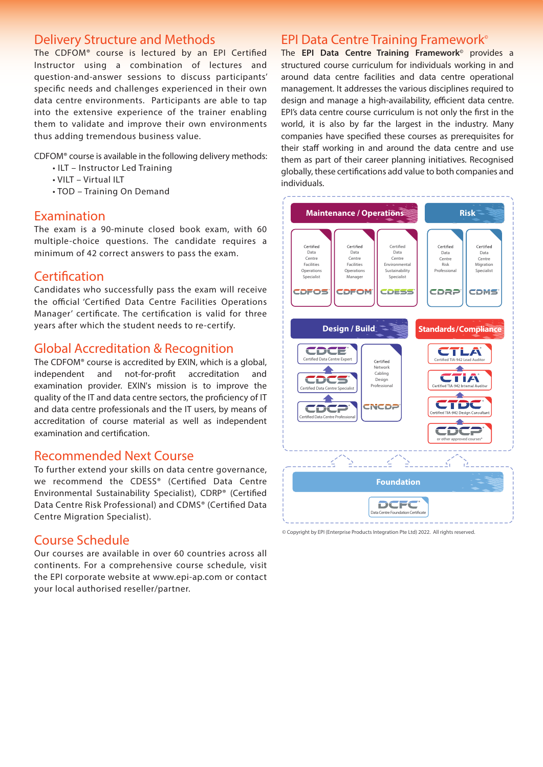## Delivery Structure and Methods

The CDFOM® course is lectured by an EPI Certified Instructor using a combination of lectures and question-and-answer sessions to discuss participants' specific needs and challenges experienced in their own data centre environments. Participants are able to tap into the extensive experience of the trainer enabling them to validate and improve their own environments thus adding tremendous business value.

CDFOM® course is available in the following delivery methods:

- ILT – Instructor Led Training
- VILT – Virtual ILT
- TOD – Training On Demand

## Examination

The exam is a 90-minute closed book exam, with 60 multiple-choice questions. The candidate requires a minimum of 42 correct answers to pass the exam.

## Certification

Candidates who successfully pass the exam will receive the official 'Certified Data Centre Facilities Operations Manager' certificate. The certification is valid for three years after which the student needs to re-certify.

## Global Accreditation & Recognition

The CDFOM® course is accredited by EXIN, which is a global, independent and not-for-profit accreditation and examination provider. EXIN's mission is to improve the quality of the IT and data centre sectors, the proficiency of IT and data centre professionals and the IT users, by means of accreditation of course material as well as independent examination and certification.

## Recommended Next Course

To further extend your skills on data centre governance, we recommend the CDESS® (Certified Data Centre Environmental Sustainability Specialist), CDRP® (Certified Data Centre Risk Professional) and CDMS® (Certified Data Centre Migration Specialist).

## Course Schedule

Our courses are available in over 60 countries across all continents. For a comprehensive course schedule, visit the EPI corporate website at www.epi-ap.com or contact your local authorised reseller/partner.

## EPI Data Centre Training Framework®

The **EPI Data Centre Training Framework**® provides a structured course curriculum for individuals working in and around data centre facilities and data centre operational management. It addresses the various disciplines required to design and manage a high-availability, efficient data centre. EPI's data centre course curriculum is not only the first in the world, it is also by far the largest in the industry. Many companies have specified these courses as prerequisites for their staff working in and around the data centre and use them as part of their career planning initiatives. Recognised globally, these certifications add value to both companies and individuals.

**Maintenance / Operations**
- CDFOS – Certified Data Centre Facilities Operations Specialist
- CDFOM – Certified Data Centre Facilities Operations Manager
- CDESS – Certified Data Centre Environmental Sustainability Specialist

**Risk**
- CDRP – Certified Data Centre Risk Professional
- CDMS – Certified Data Centre Migration Specialist

**Design / Build**
- CDCE – Certified Data Centre Expert
- CDCS – Certified Data Centre Specialist
- CDCP – Certified Data Centre Professional
- CNCDP – Certified Network Cabling Design Professional

**Standards / Compliance**
- CTLA – Certified TIA-942 Lead Auditor
- CTIA – Certified TIA-942 Internal Auditor
- CTDC – Certified TIA-942 Design Consultant
- CDCP – or other approved courses*

**Foundation**
- DCFC – Data Centre Foundation Certificate

© Copyright by EPI (Enterprise Products Integration Pte Ltd) 2022. All rights reserved.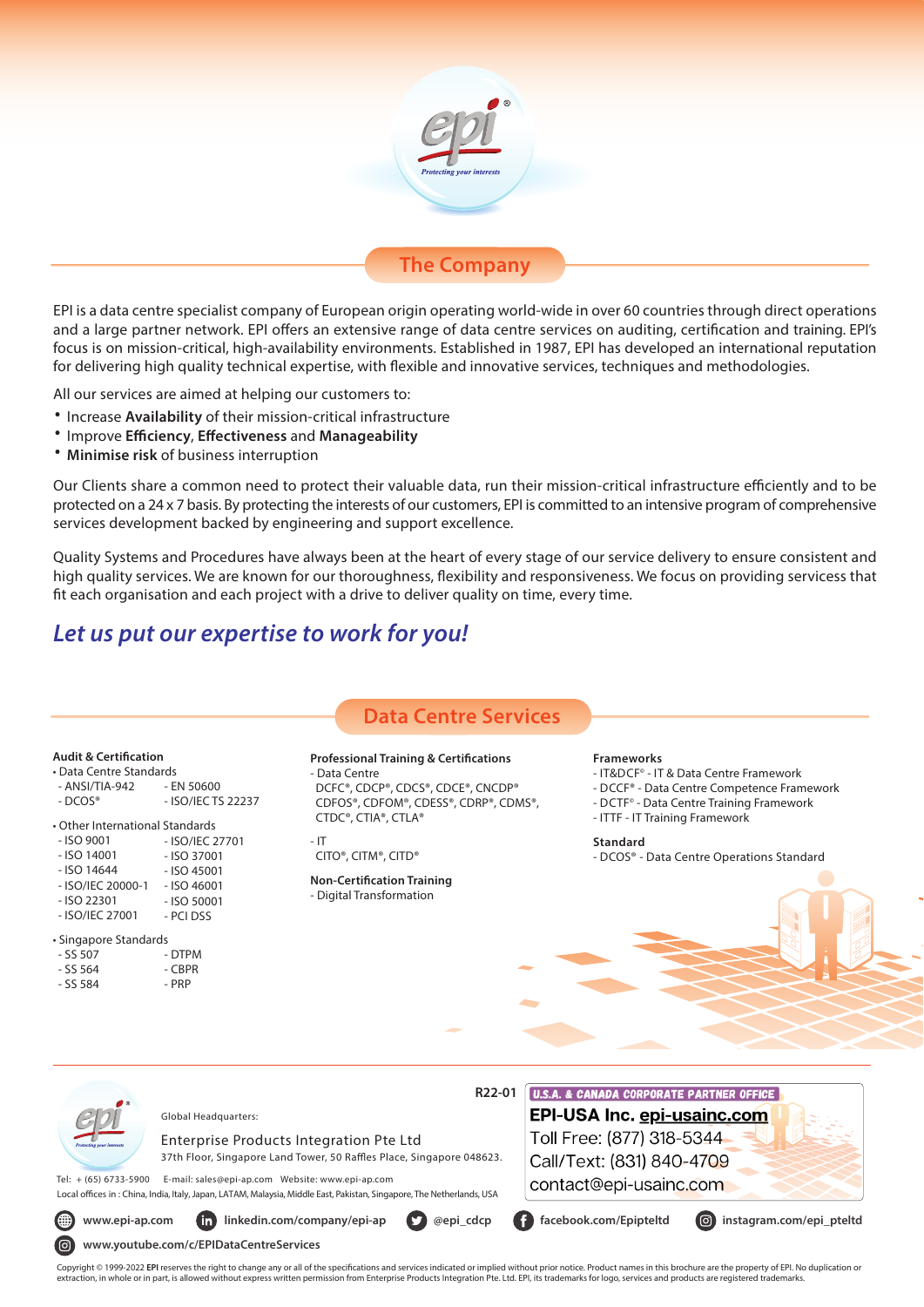## The Company

EPI is a data centre specialist company of European origin operating world-wide in over 60 countries through direct operations and a large partner network. EPI offers an extensive range of data centre services on auditing, certification and training. EPI's focus is on mission-critical, high-availability environments. Established in 1987, EPI has developed an international reputation for delivering high quality technical expertise, with flexible and innovative services, techniques and methodologies.

All our services are aimed at helping our customers to:

- Increase **Availability** of their mission-critical infrastructure
- Improve **Efficiency**, **Effectiveness** and **Manageability**
- **Minimise risk** of business interruption

Our Clients share a common need to protect their valuable data, run their mission-critical infrastructure efficiently and to be protected on a 24 x 7 basis. By protecting the interests of our customers, EPI is committed to an intensive program of comprehensive services development backed by engineering and support excellence.

Quality Systems and Procedures have always been at the heart of every stage of our service delivery to ensure consistent and high quality services. We are known for our thoroughness, flexibility and responsiveness. We focus on providing servicess that fit each organisation and each project with a drive to deliver quality on time, every time.

*Let us put our expertise to work for you!*

## Data Centre Services

**Audit & Certification**

- Data Centre Standards
  - ANSI/TIA-942
  - DCOS®
  - EN 50600
  - ISO/IEC TS 22237
- Other International Standards
  - ISO 9001
  - ISO 14001
  - ISO 14644
  - ISO/IEC 20000-1
  - ISO 22301
  - ISO/IEC 27001
  - ISO/IEC 27701
  - ISO 37001
  - ISO 45001
  - ISO 46001
  - ISO 50001
  - PCI DSS
- Singapore Standards
  - SS 507
  - SS 564
  - SS 584
  - DTPM
  - CBPR
  - PRP

**Professional Training & Certifications**

- Data Centre
  DCFC®, CDCP®, CDCS®, CDCE®, CNCDP® CDFOS®, CDFOM®, CDESS®, CDRP®, CDMS®, CTDC®, CTIA®, CTLA®
- IT
  CITO®, CITM®, CITD®

**Non-Certification Training**

- Digital Transformation

**Frameworks**

- IT&DCF® - IT & Data Centre Framework
- DCCF® - Data Centre Competence Framework
- DCTF® - Data Centre Training Framework
- ITTF - IT Training Framework

**Standard**

- DCOS® - Data Centre Operations Standard

R22-01

Global Headquarters:

Enterprise Products Integration Pte Ltd
37th Floor, Singapore Land Tower, 50 Raffles Place, Singapore 048623.

Tel: + (65) 6733-5900 E-mail: sales@epi-ap.com Website: www.epi-ap.com

Local offices in : China, India, Italy, Japan, LATAM, Malaysia, Middle East, Pakistan, Singapore, The Netherlands, USA

**U.S.A. & CANADA CORPORATE PARTNER OFFICE**

**EPI-USA Inc. epi-usainc.com**
Toll Free: (877) 318-5344
Call/Text: (831) 840-4709
contact@epi-usainc.com

www.epi-ap.com | linkedin.com/company/epi-ap | @epi_cdcp | facebook.com/Epipteltd | instagram.com/epi_pteltd | www.youtube.com/c/EPIDataCentreServices

Copyright © 1999-2022 **EPI** reserves the right to change any or all of the specifications and services indicated or implied without prior notice. Product names in this brochure are the property of EPI. No duplication or extraction, in whole or in part, is allowed without express written permission from Enterprise Products Integration Pte. Ltd. EPI, its trademarks for logo, services and products are registered trademarks.